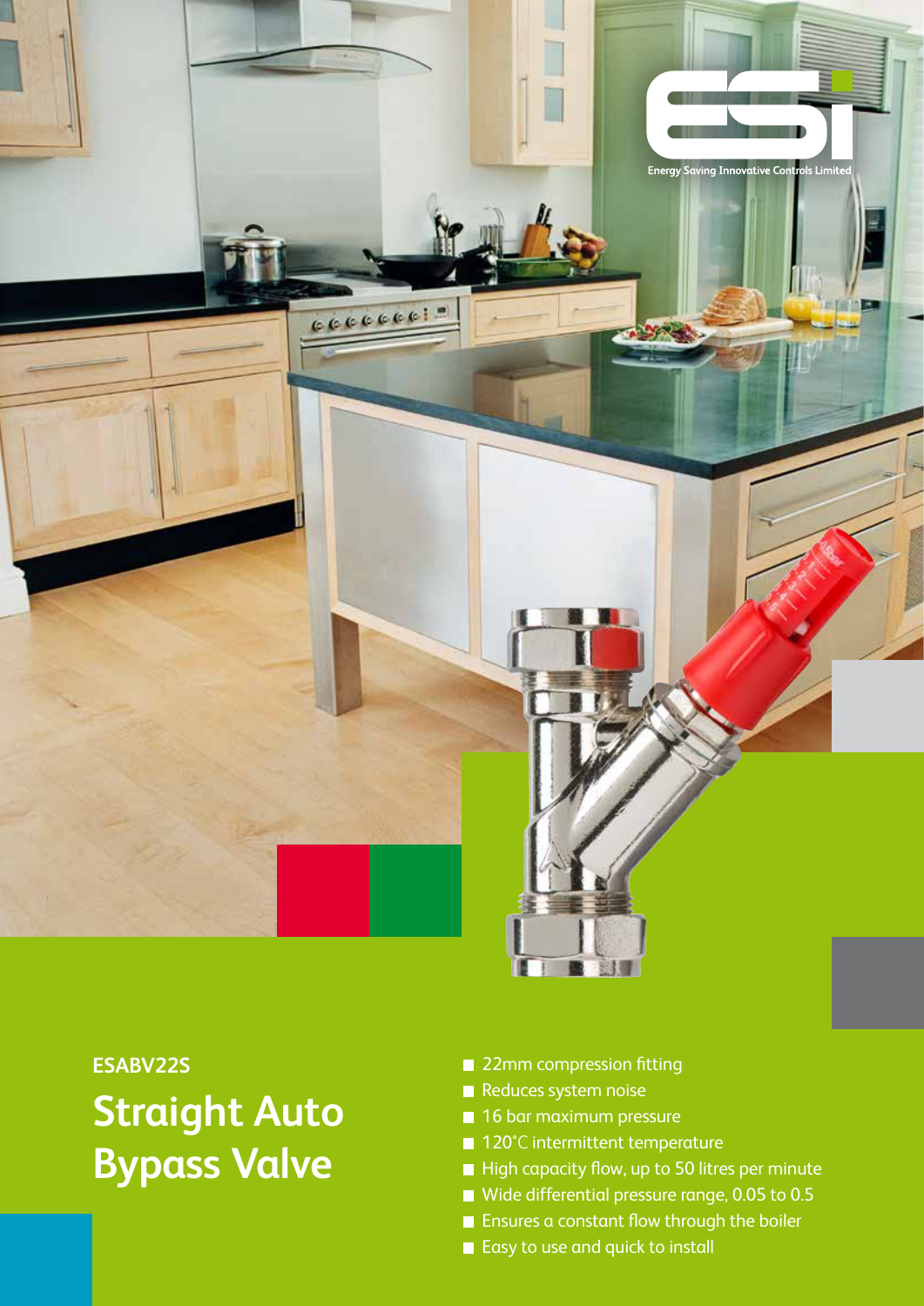Energy Saving Innovative Controls Limited

ESABV22S

# Straight Auto Bypass Valve

- 22mm compression fitting
- Reduces system noise
- 16 bar maximum pressure
- 120˚C intermittent temperature
- High capacity flow, up to 50 litres per minute
- Wide differential pressure range, 0.05 to 0.5
- Ensures a constant flow through the boiler
- Easy to use and quick to install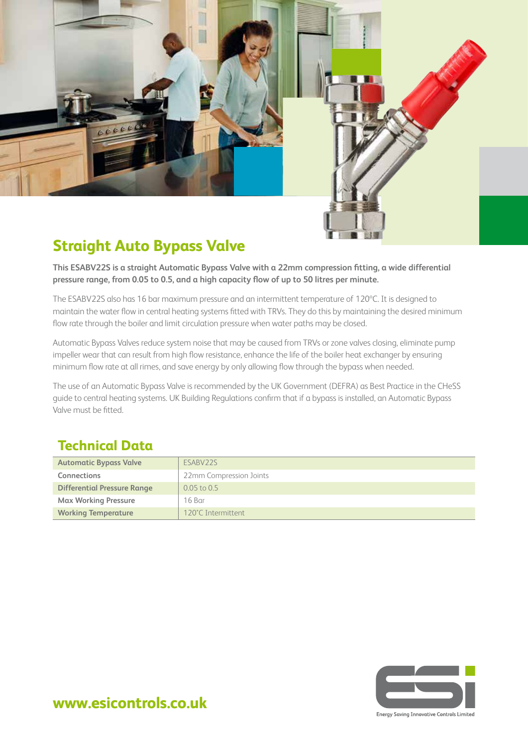## Straight Auto Bypass Valve

**This ESABV22S is a straight Automatic Bypass Valve with a 22mm compression fitting, a wide differential pressure range, from 0.05 to 0.5, and a high capacity flow of up to 50 litres per minute.**

The ESABV22S also has 16 bar maximum pressure and an intermittent temperature of 120°C. It is designed to maintain the water flow in central heating systems fitted with TRVs. They do this by maintaining the desired minimum flow rate through the boiler and limit circulation pressure when water paths may be closed.

Automatic Bypass Valves reduce system noise that may be caused from TRVs or zone valves closing, eliminate pump impeller wear that can result from high flow resistance, enhance the life of the boiler heat exchanger by ensuring minimum flow rate at all rimes, and save energy by only allowing flow through the bypass when needed.

The use of an Automatic Bypass Valve is recommended by the UK Government (DEFRA) as Best Practice in the CHeSS guide to central heating systems. UK Building Regulations confirm that if a bypass is installed, an Automatic Bypass Valve must be fitted.

## Technical Data

| | |
|---|---|
| **Automatic Bypass Valve** | ESABV22S |
| **Connections** | 22mm Compression Joints |
| **Differential Pressure Range** | 0.05 to 0.5 |
| **Max Working Pressure** | 16 Bar |
| **Working Temperature** | 120°C Intermittent |

**www.esicontrols.co.uk**

Energy Saving Innovative Controls Limited